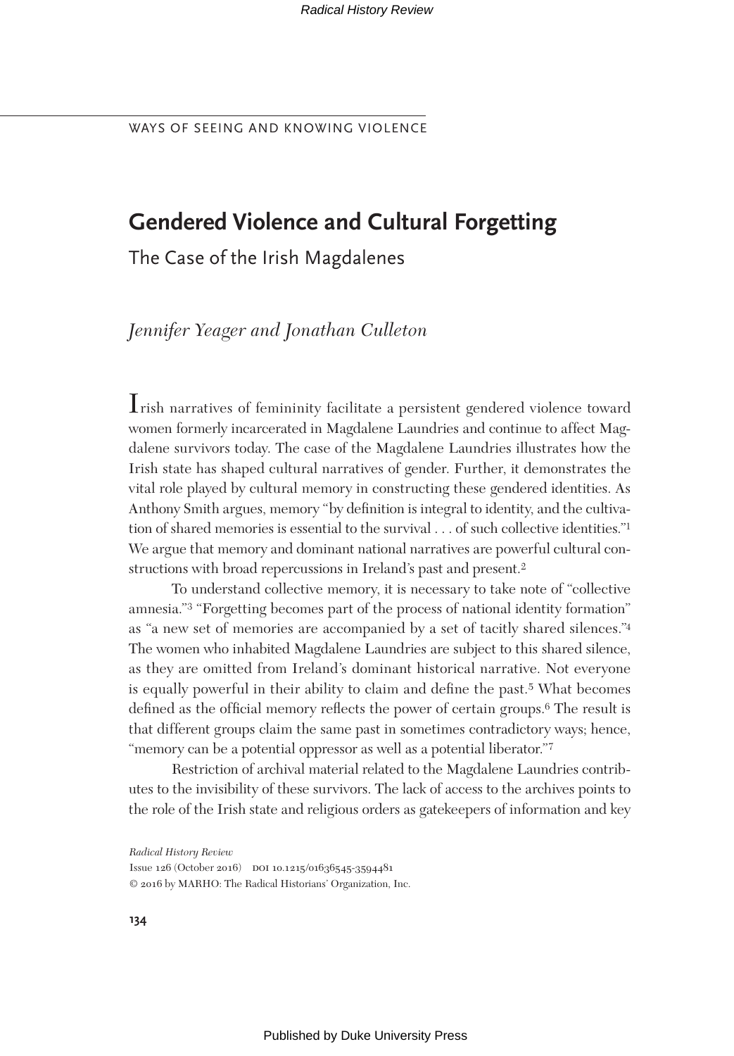WAYS OF SEEING AND KNOWING VIOLENCE

# Gendered Violence and Cultural Forgetting

## The Case of the Irish Magdalenes

*Jennifer Yeager and Jonathan Culleton*

Irish narratives of femininity facilitate a persistent gendered violence toward women formerly incarcerated in Magdalene Laundries and continue to affect Magdalene survivors today. The case of the Magdalene Laundries illustrates how the Irish state has shaped cultural narratives of gender. Further, it demonstrates the vital role played by cultural memory in constructing these gendered identities. As Anthony Smith argues, memory "by definition is integral to identity, and the cultivation of shared memories is essential to the survival . . . of such collective identities."[1] We argue that memory and dominant national narratives are powerful cultural constructions with broad repercussions in Ireland's past and present.[2]

To understand collective memory, it is necessary to take note of "collective amnesia."[3] "Forgetting becomes part of the process of national identity formation" as "a new set of memories are accompanied by a set of tacitly shared silences."[4] The women who inhabited Magdalene Laundries are subject to this shared silence, as they are omitted from Ireland's dominant historical narrative. Not everyone is equally powerful in their ability to claim and define the past.[5] What becomes defined as the official memory reflects the power of certain groups.[6] The result is that different groups claim the same past in sometimes contradictory ways; hence, "memory can be a potential oppressor as well as a potential liberator."[7]

Restriction of archival material related to the Magdalene Laundries contributes to the invisibility of these survivors. The lack of access to the archives points to the role of the Irish state and religious orders as gatekeepers of information and key

*Radical History Review*
Issue 126 (October 2016) DOI 10.1215/01636545-3594481
© 2016 by MARHO: The Radical Historians' Organization, Inc.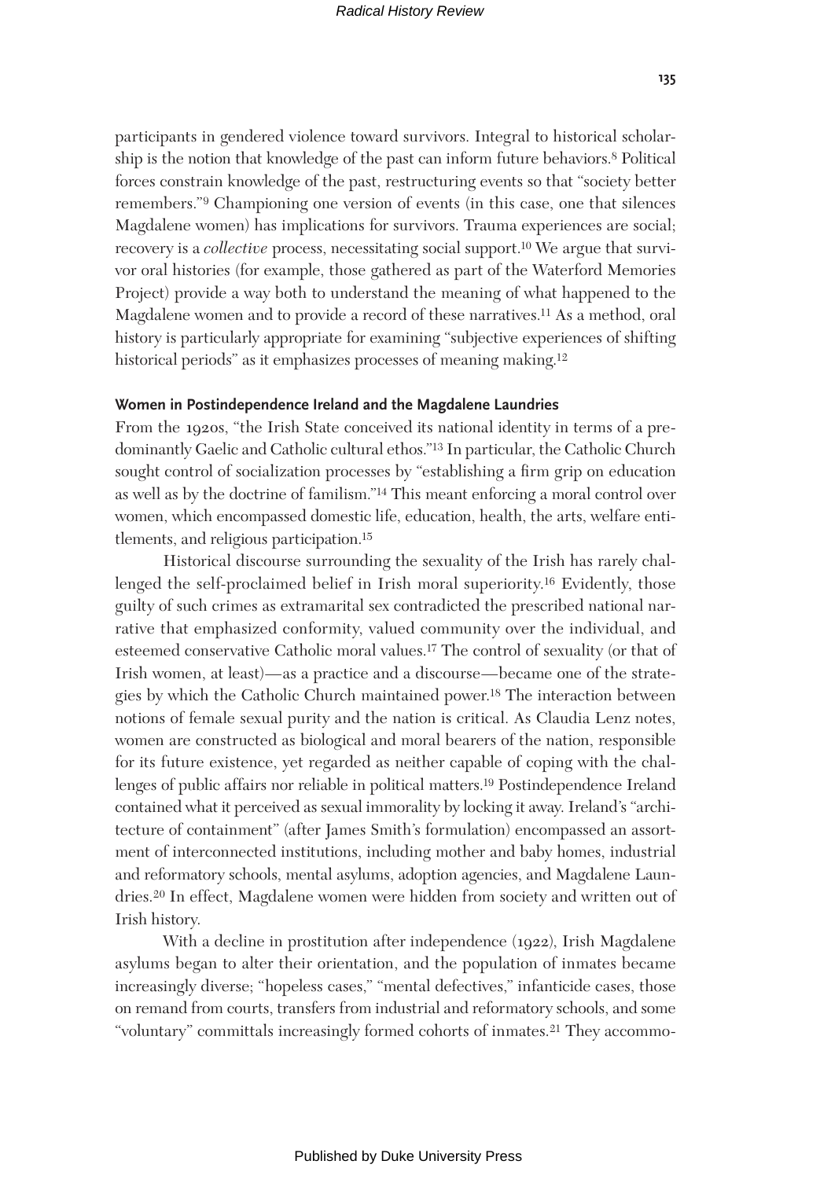participants in gendered violence toward survivors. Integral to historical scholarship is the notion that knowledge of the past can inform future behaviors.[8] Political forces constrain knowledge of the past, restructuring events so that "society better remembers."[9] Championing one version of events (in this case, one that silences Magdalene women) has implications for survivors. Trauma experiences are social; recovery is a *collective* process, necessitating social support.[10] We argue that survivor oral histories (for example, those gathered as part of the Waterford Memories Project) provide a way both to understand the meaning of what happened to the Magdalene women and to provide a record of these narratives.[11] As a method, oral history is particularly appropriate for examining "subjective experiences of shifting historical periods" as it emphasizes processes of meaning making.[12]

## Women in Postindependence Ireland and the Magdalene Laundries

From the 1920s, "the Irish State conceived its national identity in terms of a predominantly Gaelic and Catholic cultural ethos."[13] In particular, the Catholic Church sought control of socialization processes by "establishing a firm grip on education as well as by the doctrine of familism."[14] This meant enforcing a moral control over women, which encompassed domestic life, education, health, the arts, welfare entitlements, and religious participation.[15]

Historical discourse surrounding the sexuality of the Irish has rarely challenged the self-proclaimed belief in Irish moral superiority.[16] Evidently, those guilty of such crimes as extramarital sex contradicted the prescribed national narrative that emphasized conformity, valued community over the individual, and esteemed conservative Catholic moral values.[17] The control of sexuality (or that of Irish women, at least)—as a practice and a discourse—became one of the strategies by which the Catholic Church maintained power.[18] The interaction between notions of female sexual purity and the nation is critical. As Claudia Lenz notes, women are constructed as biological and moral bearers of the nation, responsible for its future existence, yet regarded as neither capable of coping with the challenges of public affairs nor reliable in political matters.[19] Postindependence Ireland contained what it perceived as sexual immorality by locking it away. Ireland's "architecture of containment" (after James Smith's formulation) encompassed an assortment of interconnected institutions, including mother and baby homes, industrial and reformatory schools, mental asylums, adoption agencies, and Magdalene Laundries.[20] In effect, Magdalene women were hidden from society and written out of Irish history.

With a decline in prostitution after independence (1922), Irish Magdalene asylums began to alter their orientation, and the population of inmates became increasingly diverse; "hopeless cases," "mental defectives," infanticide cases, those on remand from courts, transfers from industrial and reformatory schools, and some "voluntary" committals increasingly formed cohorts of inmates.[21] They accommo-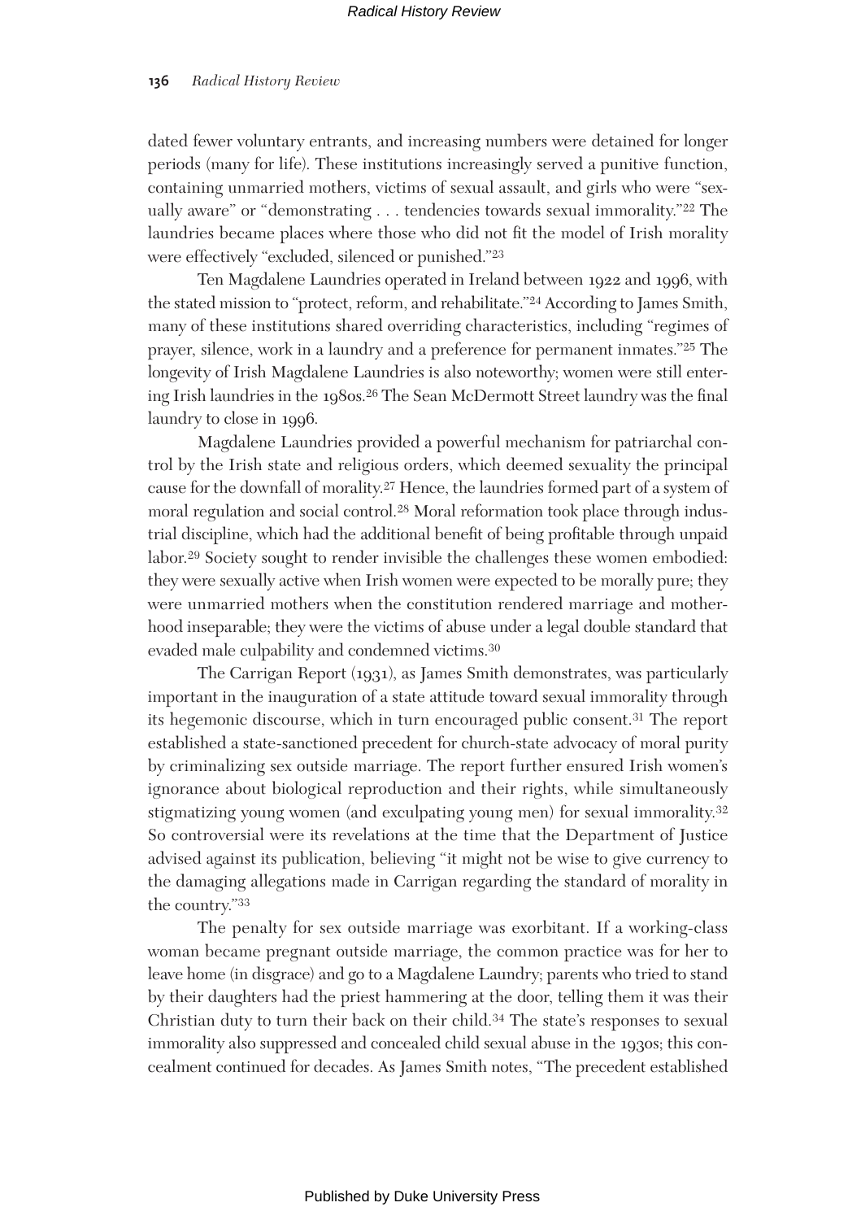dated fewer voluntary entrants, and increasing numbers were detained for longer periods (many for life). These institutions increasingly served a punitive function, containing unmarried mothers, victims of sexual assault, and girls who were "sexually aware" or "demonstrating . . . tendencies towards sexual immorality."[22] The laundries became places where those who did not fit the model of Irish morality were effectively "excluded, silenced or punished."[23]

Ten Magdalene Laundries operated in Ireland between 1922 and 1996, with the stated mission to "protect, reform, and rehabilitate."[24] According to James Smith, many of these institutions shared overriding characteristics, including "regimes of prayer, silence, work in a laundry and a preference for permanent inmates."[25] The longevity of Irish Magdalene Laundries is also noteworthy; women were still entering Irish laundries in the 1980s.[26] The Sean McDermott Street laundry was the final laundry to close in 1996.

Magdalene Laundries provided a powerful mechanism for patriarchal control by the Irish state and religious orders, which deemed sexuality the principal cause for the downfall of morality.[27] Hence, the laundries formed part of a system of moral regulation and social control.[28] Moral reformation took place through industrial discipline, which had the additional benefit of being profitable through unpaid labor.[29] Society sought to render invisible the challenges these women embodied: they were sexually active when Irish women were expected to be morally pure; they were unmarried mothers when the constitution rendered marriage and motherhood inseparable; they were the victims of abuse under a legal double standard that evaded male culpability and condemned victims.[30]

The Carrigan Report (1931), as James Smith demonstrates, was particularly important in the inauguration of a state attitude toward sexual immorality through its hegemonic discourse, which in turn encouraged public consent.[31] The report established a state-sanctioned precedent for church-state advocacy of moral purity by criminalizing sex outside marriage. The report further ensured Irish women's ignorance about biological reproduction and their rights, while simultaneously stigmatizing young women (and exculpating young men) for sexual immorality.[32] So controversial were its revelations at the time that the Department of Justice advised against its publication, believing "it might not be wise to give currency to the damaging allegations made in Carrigan regarding the standard of morality in the country."[33]

The penalty for sex outside marriage was exorbitant. If a working-class woman became pregnant outside marriage, the common practice was for her to leave home (in disgrace) and go to a Magdalene Laundry; parents who tried to stand by their daughters had the priest hammering at the door, telling them it was their Christian duty to turn their back on their child.[34] The state's responses to sexual immorality also suppressed and concealed child sexual abuse in the 1930s; this concealment continued for decades. As James Smith notes, "The precedent established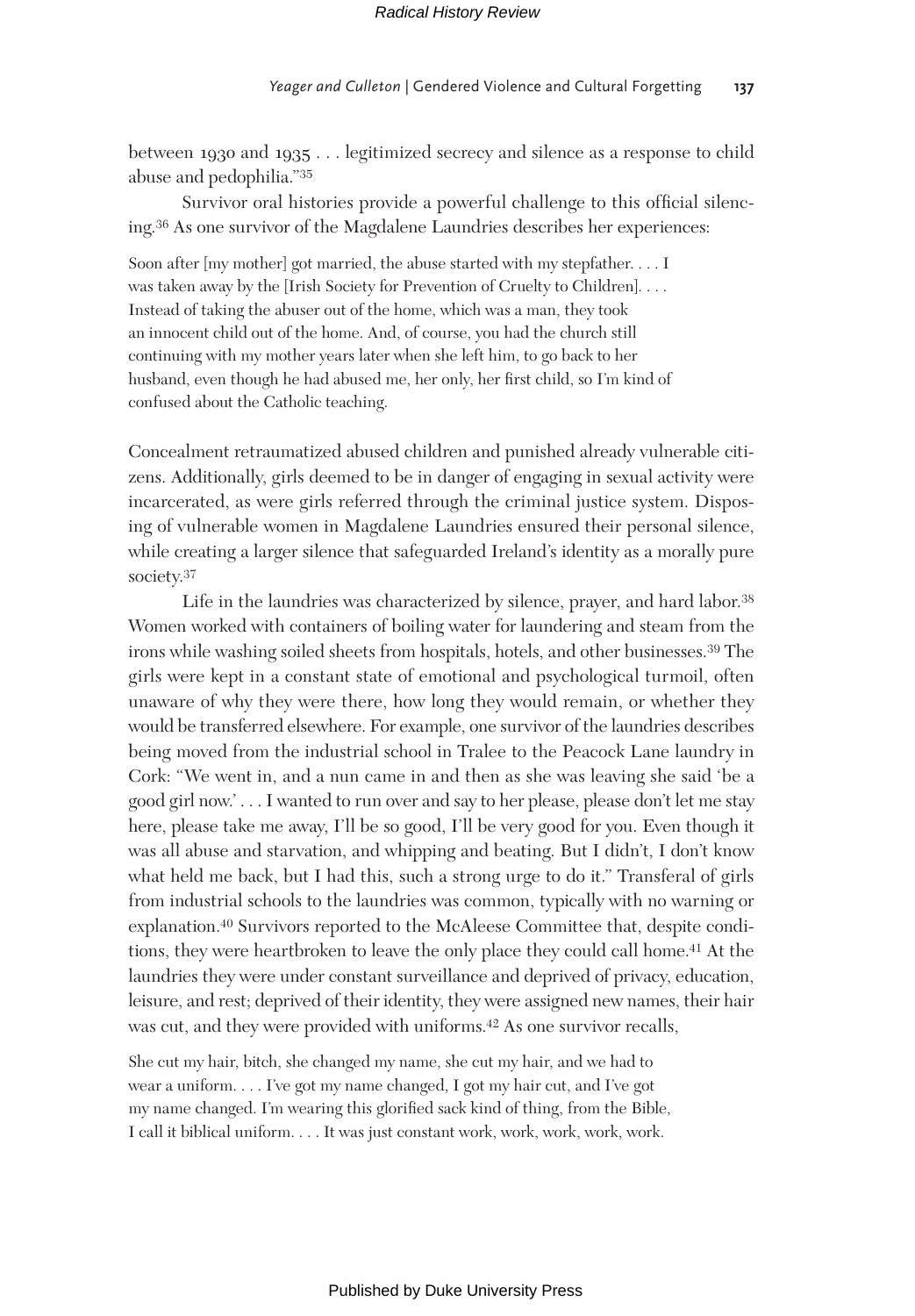between 1930 and 1935 . . . legitimized secrecy and silence as a response to child abuse and pedophilia."[35]

Survivor oral histories provide a powerful challenge to this official silencing.[36] As one survivor of the Magdalene Laundries describes her experiences:

> Soon after [my mother] got married, the abuse started with my stepfather. . . . I was taken away by the [Irish Society for Prevention of Cruelty to Children]. . . . Instead of taking the abuser out of the home, which was a man, they took an innocent child out of the home. And, of course, you had the church still continuing with my mother years later when she left him, to go back to her husband, even though he had abused me, her only, her first child, so I'm kind of confused about the Catholic teaching.

Concealment retraumatized abused children and punished already vulnerable citizens. Additionally, girls deemed to be in danger of engaging in sexual activity were incarcerated, as were girls referred through the criminal justice system. Disposing of vulnerable women in Magdalene Laundries ensured their personal silence, while creating a larger silence that safeguarded Ireland's identity as a morally pure society.[37]

Life in the laundries was characterized by silence, prayer, and hard labor.[38] Women worked with containers of boiling water for laundering and steam from the irons while washing soiled sheets from hospitals, hotels, and other businesses.[39] The girls were kept in a constant state of emotional and psychological turmoil, often unaware of why they were there, how long they would remain, or whether they would be transferred elsewhere. For example, one survivor of the laundries describes being moved from the industrial school in Tralee to the Peacock Lane laundry in Cork: "We went in, and a nun came in and then as she was leaving she said 'be a good girl now.' . . . I wanted to run over and say to her please, please don't let me stay here, please take me away, I'll be so good, I'll be very good for you. Even though it was all abuse and starvation, and whipping and beating. But I didn't, I don't know what held me back, but I had this, such a strong urge to do it." Transferal of girls from industrial schools to the laundries was common, typically with no warning or explanation.[40] Survivors reported to the McAleese Committee that, despite conditions, they were heartbroken to leave the only place they could call home.[41] At the laundries they were under constant surveillance and deprived of privacy, education, leisure, and rest; deprived of their identity, they were assigned new names, their hair was cut, and they were provided with uniforms.[42] As one survivor recalls,

> She cut my hair, bitch, she changed my name, she cut my hair, and we had to wear a uniform. . . . I've got my name changed, I got my hair cut, and I've got my name changed. I'm wearing this glorified sack kind of thing, from the Bible, I call it biblical uniform. . . . It was just constant work, work, work, work, work.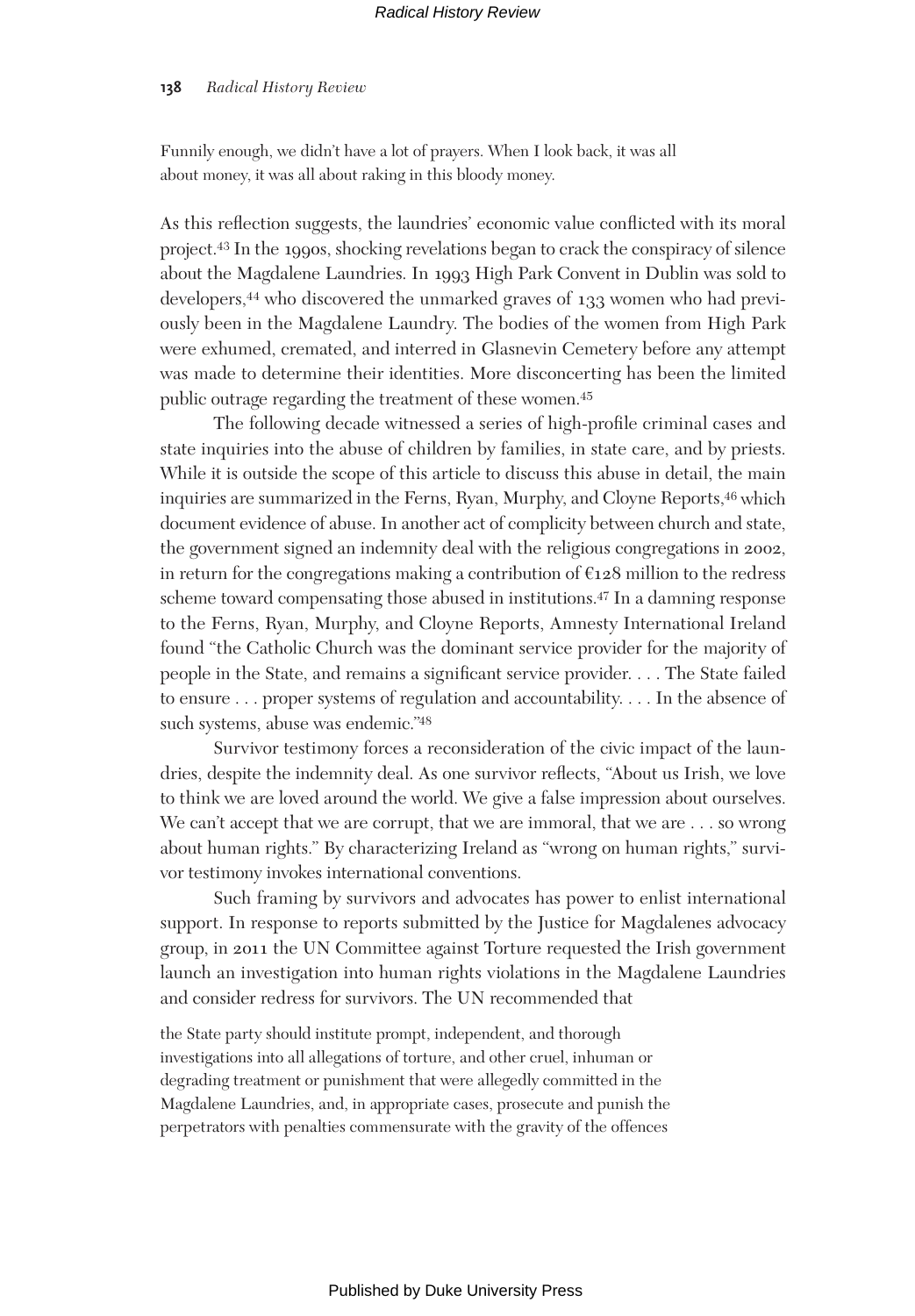> Funnily enough, we didn't have a lot of prayers. When I look back, it was all about money, it was all about raking in this bloody money.

As this reflection suggests, the laundries' economic value conflicted with its moral project.[43] In the 1990s, shocking revelations began to crack the conspiracy of silence about the Magdalene Laundries. In 1993 High Park Convent in Dublin was sold to developers,[44] who discovered the unmarked graves of 133 women who had previously been in the Magdalene Laundry. The bodies of the women from High Park were exhumed, cremated, and interred in Glasnevin Cemetery before any attempt was made to determine their identities. More disconcerting has been the limited public outrage regarding the treatment of these women.[45]

The following decade witnessed a series of high-profile criminal cases and state inquiries into the abuse of children by families, in state care, and by priests. While it is outside the scope of this article to discuss this abuse in detail, the main inquiries are summarized in the Ferns, Ryan, Murphy, and Cloyne Reports,[46] which document evidence of abuse. In another act of complicity between church and state, the government signed an indemnity deal with the religious congregations in 2002, in return for the congregations making a contribution of €128 million to the redress scheme toward compensating those abused in institutions.[47] In a damning response to the Ferns, Ryan, Murphy, and Cloyne Reports, Amnesty International Ireland found "the Catholic Church was the dominant service provider for the majority of people in the State, and remains a significant service provider. . . . The State failed to ensure . . . proper systems of regulation and accountability. . . . In the absence of such systems, abuse was endemic."[48]

Survivor testimony forces a reconsideration of the civic impact of the laundries, despite the indemnity deal. As one survivor reflects, "About us Irish, we love to think we are loved around the world. We give a false impression about ourselves. We can't accept that we are corrupt, that we are immoral, that we are . . . so wrong about human rights." By characterizing Ireland as "wrong on human rights," survivor testimony invokes international conventions.

Such framing by survivors and advocates has power to enlist international support. In response to reports submitted by the Justice for Magdalenes advocacy group, in 2011 the UN Committee against Torture requested the Irish government launch an investigation into human rights violations in the Magdalene Laundries and consider redress for survivors. The UN recommended that

> the State party should institute prompt, independent, and thorough investigations into all allegations of torture, and other cruel, inhuman or degrading treatment or punishment that were allegedly committed in the Magdalene Laundries, and, in appropriate cases, prosecute and punish the perpetrators with penalties commensurate with the gravity of the offences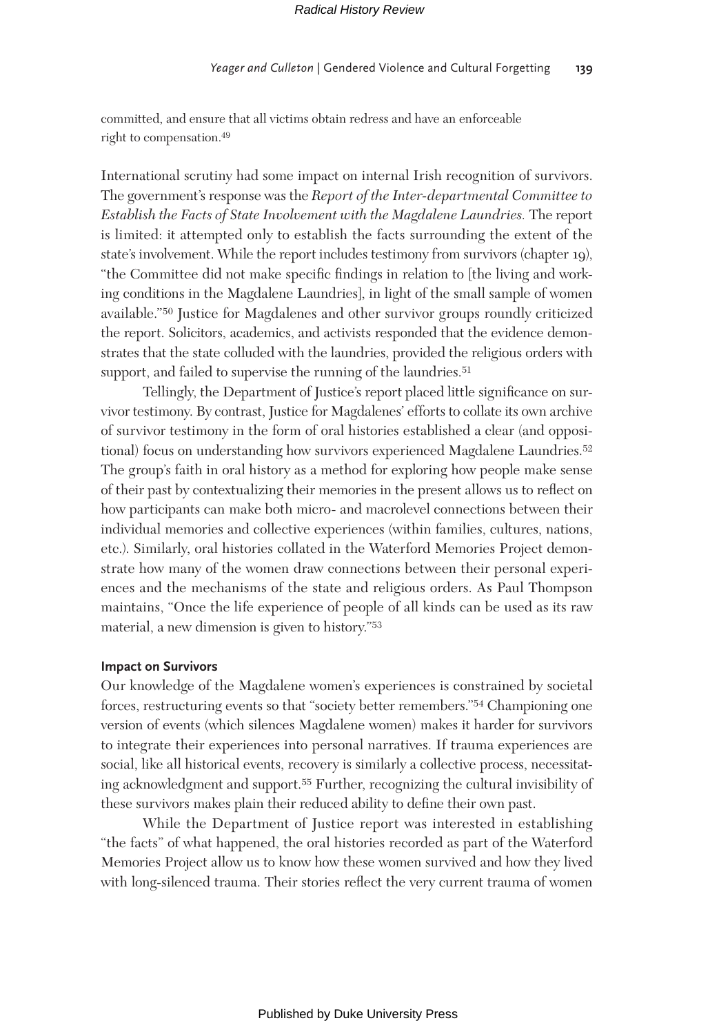committed, and ensure that all victims obtain redress and have an enforceable right to compensation.[49]

International scrutiny had some impact on internal Irish recognition of survivors. The government's response was the *Report of the Inter-departmental Committee to Establish the Facts of State Involvement with the Magdalene Laundries.* The report is limited: it attempted only to establish the facts surrounding the extent of the state's involvement. While the report includes testimony from survivors (chapter 19), "the Committee did not make specific findings in relation to [the living and working conditions in the Magdalene Laundries], in light of the small sample of women available."[50] Justice for Magdalenes and other survivor groups roundly criticized the report. Solicitors, academics, and activists responded that the evidence demonstrates that the state colluded with the laundries, provided the religious orders with support, and failed to supervise the running of the laundries.[51]

Tellingly, the Department of Justice's report placed little significance on survivor testimony. By contrast, Justice for Magdalenes' efforts to collate its own archive of survivor testimony in the form of oral histories established a clear (and oppositional) focus on understanding how survivors experienced Magdalene Laundries.[52] The group's faith in oral history as a method for exploring how people make sense of their past by contextualizing their memories in the present allows us to reflect on how participants can make both micro- and macrolevel connections between their individual memories and collective experiences (within families, cultures, nations, etc.). Similarly, oral histories collated in the Waterford Memories Project demonstrate how many of the women draw connections between their personal experiences and the mechanisms of the state and religious orders. As Paul Thompson maintains, "Once the life experience of people of all kinds can be used as its raw material, a new dimension is given to history."[53]

### Impact on Survivors

Our knowledge of the Magdalene women's experiences is constrained by societal forces, restructuring events so that "society better remembers."[54] Championing one version of events (which silences Magdalene women) makes it harder for survivors to integrate their experiences into personal narratives. If trauma experiences are social, like all historical events, recovery is similarly a collective process, necessitating acknowledgment and support.[55] Further, recognizing the cultural invisibility of these survivors makes plain their reduced ability to define their own past.

While the Department of Justice report was interested in establishing "the facts" of what happened, the oral histories recorded as part of the Waterford Memories Project allow us to know how these women survived and how they lived with long-silenced trauma. Their stories reflect the very current trauma of women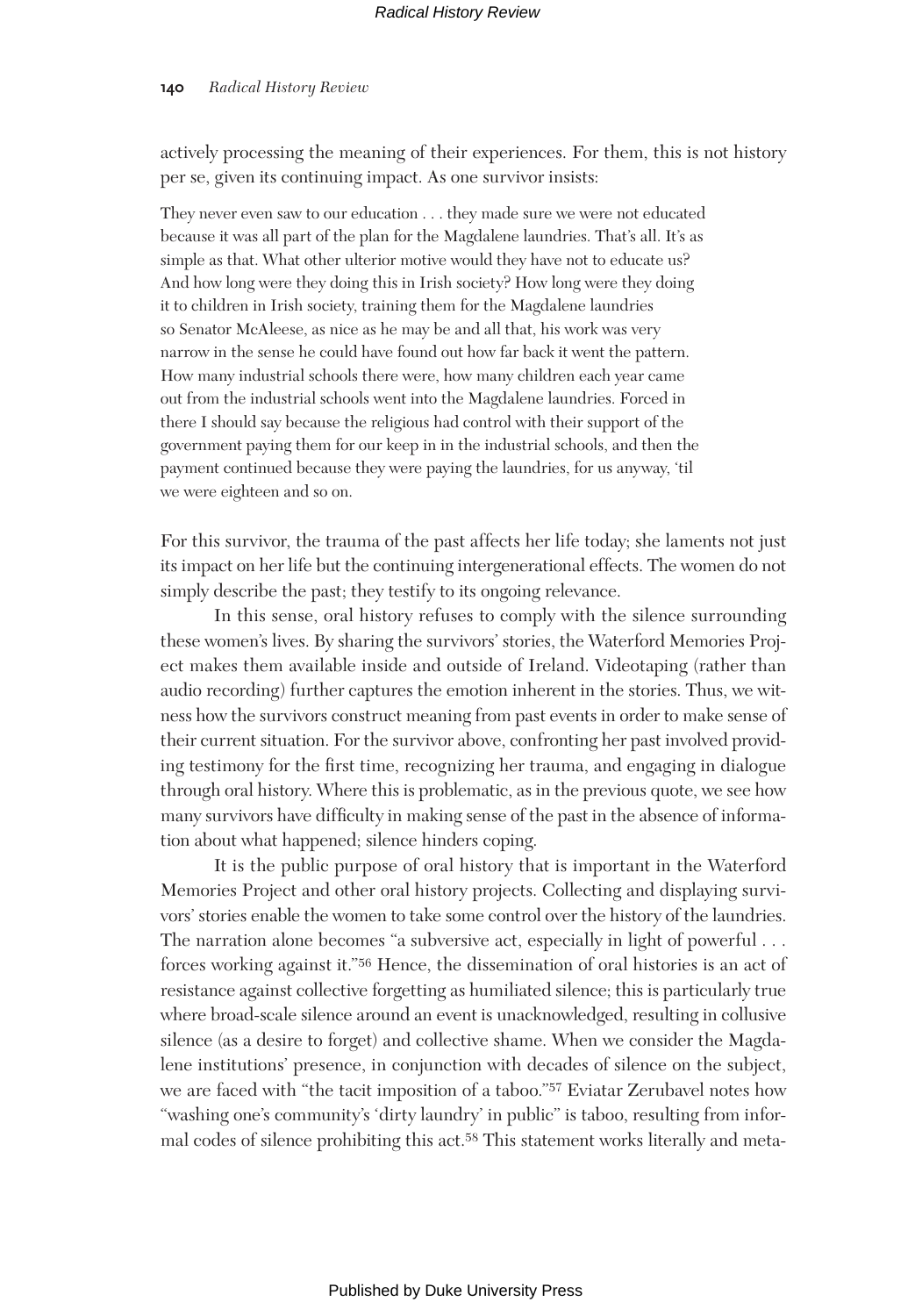actively processing the meaning of their experiences. For them, this is not history per se, given its continuing impact. As one survivor insists:

> They never even saw to our education . . . they made sure we were not educated because it was all part of the plan for the Magdalene laundries. That's all. It's as simple as that. What other ulterior motive would they have not to educate us? And how long were they doing this in Irish society? How long were they doing it to children in Irish society, training them for the Magdalene laundries so Senator McAleese, as nice as he may be and all that, his work was very narrow in the sense he could have found out how far back it went the pattern. How many industrial schools there were, how many children each year came out from the industrial schools went into the Magdalene laundries. Forced in there I should say because the religious had control with their support of the government paying them for our keep in in the industrial schools, and then the payment continued because they were paying the laundries, for us anyway, 'til we were eighteen and so on.

For this survivor, the trauma of the past affects her life today; she laments not just its impact on her life but the continuing intergenerational effects. The women do not simply describe the past; they testify to its ongoing relevance.

In this sense, oral history refuses to comply with the silence surrounding these women's lives. By sharing the survivors' stories, the Waterford Memories Project makes them available inside and outside of Ireland. Videotaping (rather than audio recording) further captures the emotion inherent in the stories. Thus, we witness how the survivors construct meaning from past events in order to make sense of their current situation. For the survivor above, confronting her past involved providing testimony for the first time, recognizing her trauma, and engaging in dialogue through oral history. Where this is problematic, as in the previous quote, we see how many survivors have difficulty in making sense of the past in the absence of information about what happened; silence hinders coping.

It is the public purpose of oral history that is important in the Waterford Memories Project and other oral history projects. Collecting and displaying survivors' stories enable the women to take some control over the history of the laundries. The narration alone becomes "a subversive act, especially in light of powerful . . . forces working against it."[56] Hence, the dissemination of oral histories is an act of resistance against collective forgetting as humiliated silence; this is particularly true where broad-scale silence around an event is unacknowledged, resulting in collusive silence (as a desire to forget) and collective shame. When we consider the Magdalene institutions' presence, in conjunction with decades of silence on the subject, we are faced with "the tacit imposition of a taboo."[57] Eviatar Zerubavel notes how "washing one's community's 'dirty laundry' in public" is taboo, resulting from informal codes of silence prohibiting this act.[58] This statement works literally and meta-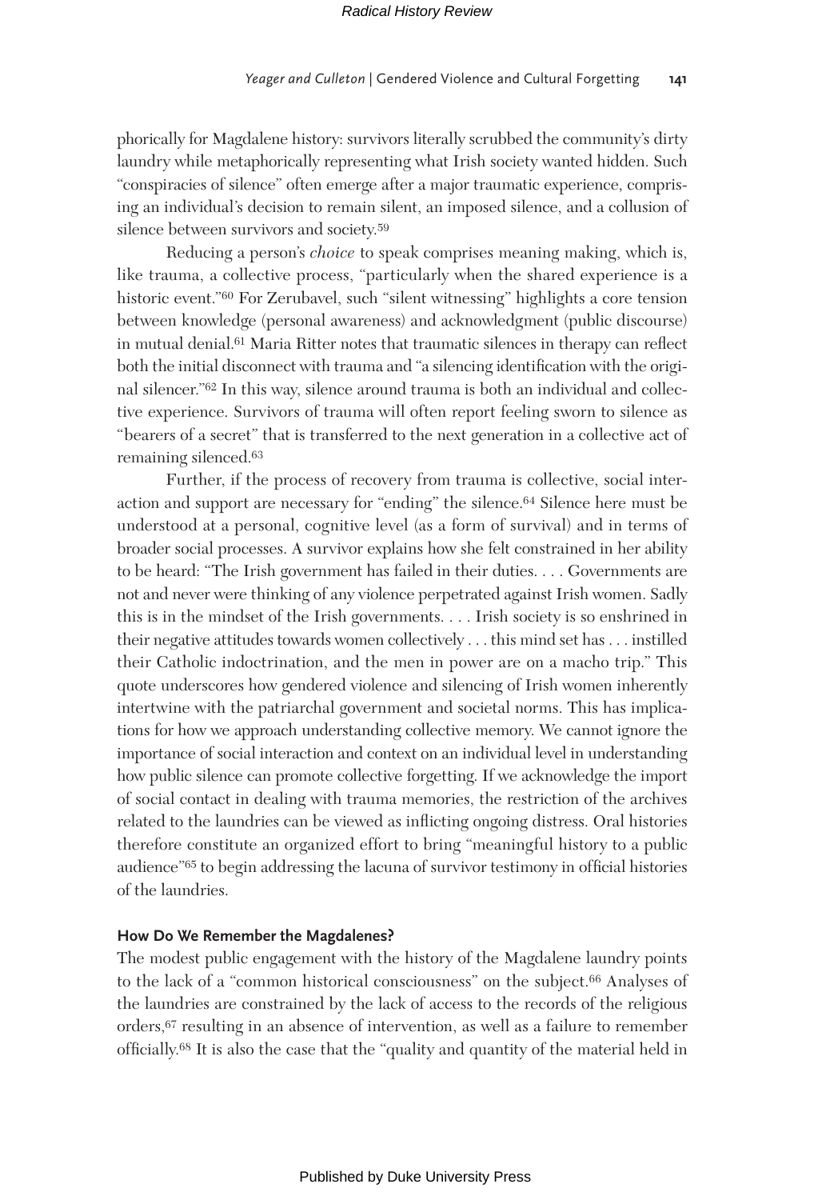phorically for Magdalene history: survivors literally scrubbed the community's dirty laundry while metaphorically representing what Irish society wanted hidden. Such "conspiracies of silence" often emerge after a major traumatic experience, comprising an individual's decision to remain silent, an imposed silence, and a collusion of silence between survivors and society.[59]

Reducing a person's *choice* to speak comprises meaning making, which is, like trauma, a collective process, "particularly when the shared experience is a historic event."[60] For Zerubavel, such "silent witnessing" highlights a core tension between knowledge (personal awareness) and acknowledgment (public discourse) in mutual denial.[61] Maria Ritter notes that traumatic silences in therapy can reflect both the initial disconnect with trauma and "a silencing identification with the original silencer."[62] In this way, silence around trauma is both an individual and collective experience. Survivors of trauma will often report feeling sworn to silence as "bearers of a secret" that is transferred to the next generation in a collective act of remaining silenced.[63]

Further, if the process of recovery from trauma is collective, social interaction and support are necessary for "ending" the silence.[64] Silence here must be understood at a personal, cognitive level (as a form of survival) and in terms of broader social processes. A survivor explains how she felt constrained in her ability to be heard: "The Irish government has failed in their duties. . . . Governments are not and never were thinking of any violence perpetrated against Irish women. Sadly this is in the mindset of the Irish governments. . . . Irish society is so enshrined in their negative attitudes towards women collectively . . . this mind set has . . . instilled their Catholic indoctrination, and the men in power are on a macho trip." This quote underscores how gendered violence and silencing of Irish women inherently intertwine with the patriarchal government and societal norms. This has implications for how we approach understanding collective memory. We cannot ignore the importance of social interaction and context on an individual level in understanding how public silence can promote collective forgetting. If we acknowledge the import of social contact in dealing with trauma memories, the restriction of the archives related to the laundries can be viewed as inflicting ongoing distress. Oral histories therefore constitute an organized effort to bring "meaningful history to a public audience"[65] to begin addressing the lacuna of survivor testimony in official histories of the laundries.

## How Do We Remember the Magdalenes?

The modest public engagement with the history of the Magdalene laundry points to the lack of a "common historical consciousness" on the subject.[66] Analyses of the laundries are constrained by the lack of access to the records of the religious orders,[67] resulting in an absence of intervention, as well as a failure to remember officially.[68] It is also the case that the "quality and quantity of the material held in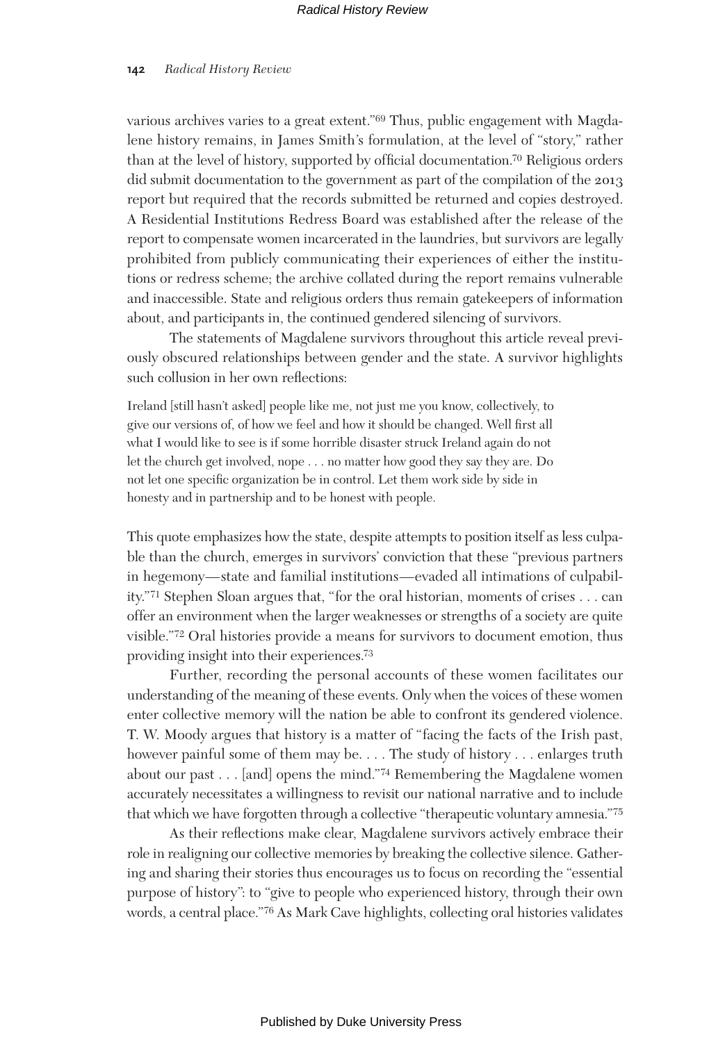various archives varies to a great extent."[69] Thus, public engagement with Magdalene history remains, in James Smith's formulation, at the level of "story," rather than at the level of history, supported by official documentation.[70] Religious orders did submit documentation to the government as part of the compilation of the 2013 report but required that the records submitted be returned and copies destroyed. A Residential Institutions Redress Board was established after the release of the report to compensate women incarcerated in the laundries, but survivors are legally prohibited from publicly communicating their experiences of either the institutions or redress scheme; the archive collated during the report remains vulnerable and inaccessible. State and religious orders thus remain gatekeepers of information about, and participants in, the continued gendered silencing of survivors.

The statements of Magdalene survivors throughout this article reveal previously obscured relationships between gender and the state. A survivor highlights such collusion in her own reflections:

> Ireland [still hasn't asked] people like me, not just me you know, collectively, to give our versions of, of how we feel and how it should be changed. Well first all what I would like to see is if some horrible disaster struck Ireland again do not let the church get involved, nope . . . no matter how good they say they are. Do not let one specific organization be in control. Let them work side by side in honesty and in partnership and to be honest with people.

This quote emphasizes how the state, despite attempts to position itself as less culpable than the church, emerges in survivors' conviction that these "previous partners in hegemony—state and familial institutions—evaded all intimations of culpability."[71] Stephen Sloan argues that, "for the oral historian, moments of crises . . . can offer an environment when the larger weaknesses or strengths of a society are quite visible."[72] Oral histories provide a means for survivors to document emotion, thus providing insight into their experiences.[73]

Further, recording the personal accounts of these women facilitates our understanding of the meaning of these events. Only when the voices of these women enter collective memory will the nation be able to confront its gendered violence. T. W. Moody argues that history is a matter of "facing the facts of the Irish past, however painful some of them may be. . . . The study of history . . . enlarges truth about our past . . . [and] opens the mind."[74] Remembering the Magdalene women accurately necessitates a willingness to revisit our national narrative and to include that which we have forgotten through a collective "therapeutic voluntary amnesia."[75]

As their reflections make clear, Magdalene survivors actively embrace their role in realigning our collective memories by breaking the collective silence. Gathering and sharing their stories thus encourages us to focus on recording the "essential purpose of history": to "give to people who experienced history, through their own words, a central place."[76] As Mark Cave highlights, collecting oral histories validates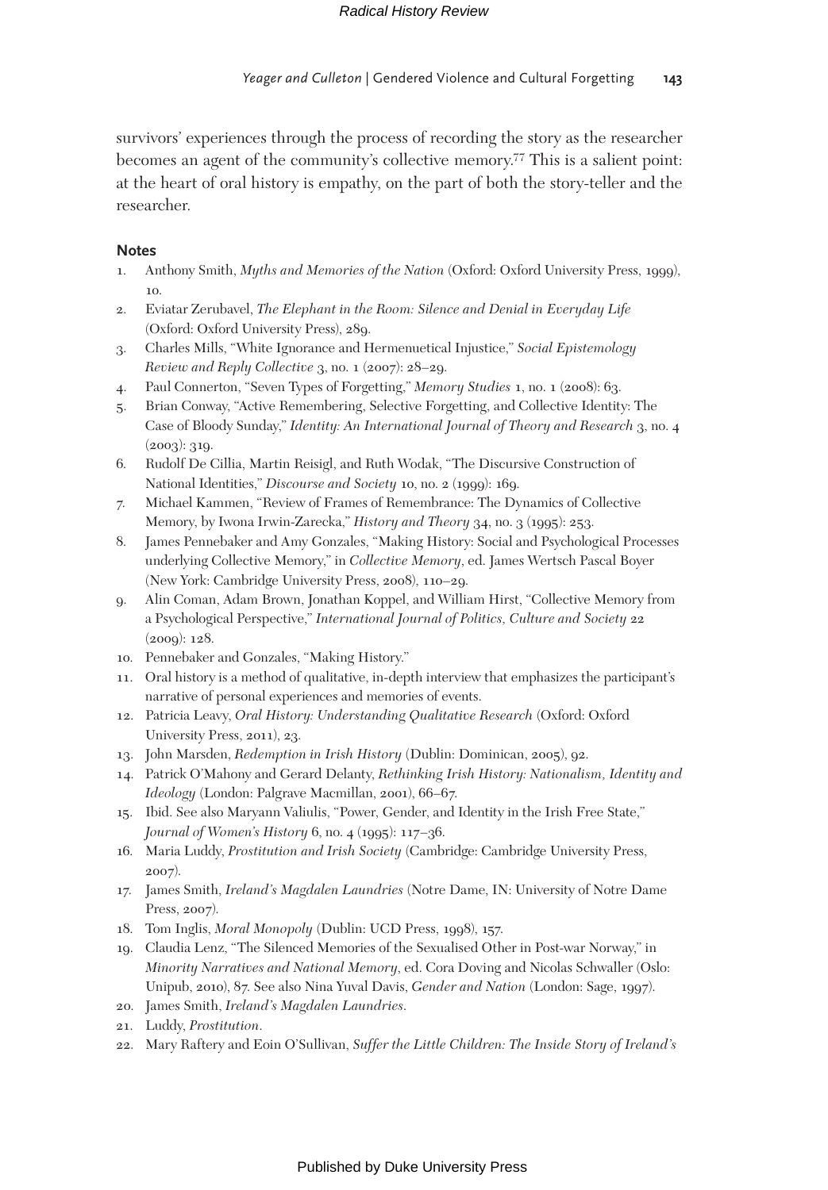survivors' experiences through the process of recording the story as the researcher becomes an agent of the community's collective memory.[77] This is a salient point: at the heart of oral history is empathy, on the part of both the story-teller and the researcher.

## Notes

1. Anthony Smith, *Myths and Memories of the Nation* (Oxford: Oxford University Press, 1999), 10.
2. Eviatar Zerubavel, *The Elephant in the Room: Silence and Denial in Everyday Life* (Oxford: Oxford University Press), 289.
3. Charles Mills, "White Ignorance and Hermenuetical Injustice," *Social Epistemology Review and Reply Collective* 3, no. 1 (2007): 28–29.
4. Paul Connerton, "Seven Types of Forgetting," *Memory Studies* 1, no. 1 (2008): 63.
5. Brian Conway, "Active Remembering, Selective Forgetting, and Collective Identity: The Case of Bloody Sunday," *Identity: An International Journal of Theory and Research* 3, no. 4 (2003): 319.
6. Rudolf De Cillia, Martin Reisigl, and Ruth Wodak, "The Discursive Construction of National Identities," *Discourse and Society* 10, no. 2 (1999): 169.
7. Michael Kammen, "Review of Frames of Remembrance: The Dynamics of Collective Memory, by Iwona Irwin-Zarecka," *History and Theory* 34, no. 3 (1995): 253.
8. James Pennebaker and Amy Gonzales, "Making History: Social and Psychological Processes underlying Collective Memory," in *Collective Memory*, ed. James Wertsch Pascal Boyer (New York: Cambridge University Press, 2008), 110–29.
9. Alin Coman, Adam Brown, Jonathan Koppel, and William Hirst, "Collective Memory from a Psychological Perspective," *International Journal of Politics, Culture and Society* 22 (2009): 128.
10. Pennebaker and Gonzales, "Making History."
11. Oral history is a method of qualitative, in-depth interview that emphasizes the participant's narrative of personal experiences and memories of events.
12. Patricia Leavy, *Oral History: Understanding Qualitative Research* (Oxford: Oxford University Press, 2011), 23.
13. John Marsden, *Redemption in Irish History* (Dublin: Dominican, 2005), 92.
14. Patrick O'Mahony and Gerard Delanty, *Rethinking Irish History: Nationalism, Identity and Ideology* (London: Palgrave Macmillan, 2001), 66–67.
15. Ibid. See also Maryann Valiulis, "Power, Gender, and Identity in the Irish Free State," *Journal of Women's History* 6, no. 4 (1995): 117–36.
16. Maria Luddy, *Prostitution and Irish Society* (Cambridge: Cambridge University Press, 2007).
17. James Smith, *Ireland's Magdalen Laundries* (Notre Dame, IN: University of Notre Dame Press, 2007).
18. Tom Inglis, *Moral Monopoly* (Dublin: UCD Press, 1998), 157.
19. Claudia Lenz, "The Silenced Memories of the Sexualised Other in Post-war Norway," in *Minority Narratives and National Memory*, ed. Cora Doving and Nicolas Schwaller (Oslo: Unipub, 2010), 87. See also Nina Yuval Davis, *Gender and Nation* (London: Sage, 1997).
20. James Smith, *Ireland's Magdalen Laundries.*
21. Luddy, *Prostitution.*
22. Mary Raftery and Eoin O'Sullivan, *Suffer the Little Children: The Inside Story of Ireland's*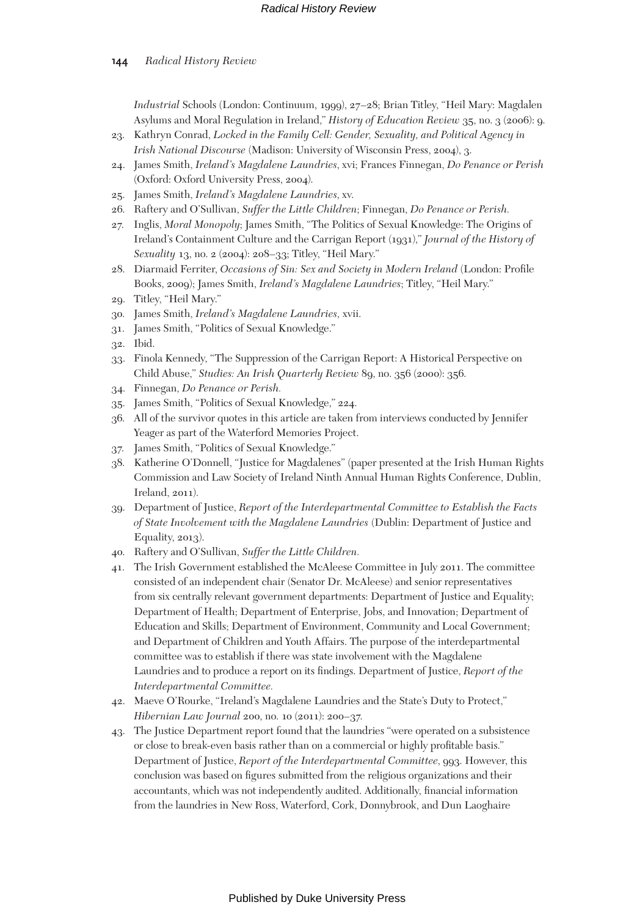*Industrial* Schools (London: Continuum, 1999), 27–28; Brian Titley, "Heil Mary: Magdalen Asylums and Moral Regulation in Ireland," *History of Education Review* 35, no. 3 (2006): 9.

23. Kathryn Conrad, *Locked in the Family Cell: Gender, Sexuality, and Political Agency in Irish National Discourse* (Madison: University of Wisconsin Press, 2004), 3.
24. James Smith, *Ireland's Magdalene Laundries*, xvi; Frances Finnegan, *Do Penance or Perish* (Oxford: Oxford University Press, 2004).
25. James Smith, *Ireland's Magdalene Laundries*, xv.
26. Raftery and O'Sullivan, *Suffer the Little Children*; Finnegan, *Do Penance or Perish.*
27. Inglis, *Moral Monopoly*; James Smith, "The Politics of Sexual Knowledge: The Origins of Ireland's Containment Culture and the Carrigan Report (1931)," *Journal of the History of Sexuality* 13, no. 2 (2004): 208–33; Titley, "Heil Mary."
28. Diarmaid Ferriter, *Occasions of Sin: Sex and Society in Modern Ireland* (London: Profile Books, 2009); James Smith, *Ireland's Magdalene Laundries*; Titley, "Heil Mary."
29. Titley, "Heil Mary."
30. James Smith, *Ireland's Magdalene Laundries*, xvii.
31. James Smith, "Politics of Sexual Knowledge."
32. Ibid.
33. Finola Kennedy, "The Suppression of the Carrigan Report: A Historical Perspective on Child Abuse," *Studies: An Irish Quarterly Review* 89, no. 356 (2000): 356.
34. Finnegan, *Do Penance or Perish.*
35. James Smith, "Politics of Sexual Knowledge," 224.
36. All of the survivor quotes in this article are taken from interviews conducted by Jennifer Yeager as part of the Waterford Memories Project.
37. James Smith, "Politics of Sexual Knowledge."
38. Katherine O'Donnell, "Justice for Magdalenes" (paper presented at the Irish Human Rights Commission and Law Society of Ireland Ninth Annual Human Rights Conference, Dublin, Ireland, 2011).
39. Department of Justice, *Report of the Interdepartmental Committee to Establish the Facts of State Involvement with the Magdalene Laundries* (Dublin: Department of Justice and Equality, 2013).
40. Raftery and O'Sullivan, *Suffer the Little Children.*
41. The Irish Government established the McAleese Committee in July 2011. The committee consisted of an independent chair (Senator Dr. McAleese) and senior representatives from six centrally relevant government departments: Department of Justice and Equality; Department of Health; Department of Enterprise, Jobs, and Innovation; Department of Education and Skills; Department of Environment, Community and Local Government; and Department of Children and Youth Affairs. The purpose of the interdepartmental committee was to establish if there was state involvement with the Magdalene Laundries and to produce a report on its findings. Department of Justice, *Report of the Interdepartmental Committee.*
42. Maeve O'Rourke, "Ireland's Magdalene Laundries and the State's Duty to Protect," *Hibernian Law Journal* 200, no. 10 (2011): 200–37.
43. The Justice Department report found that the laundries "were operated on a subsistence or close to break-even basis rather than on a commercial or highly profitable basis." Department of Justice, *Report of the Interdepartmental Committee*, 993. However, this conclusion was based on figures submitted from the religious organizations and their accountants, which was not independently audited. Additionally, financial information from the laundries in New Ross, Waterford, Cork, Donnybrook, and Dun Laoghaire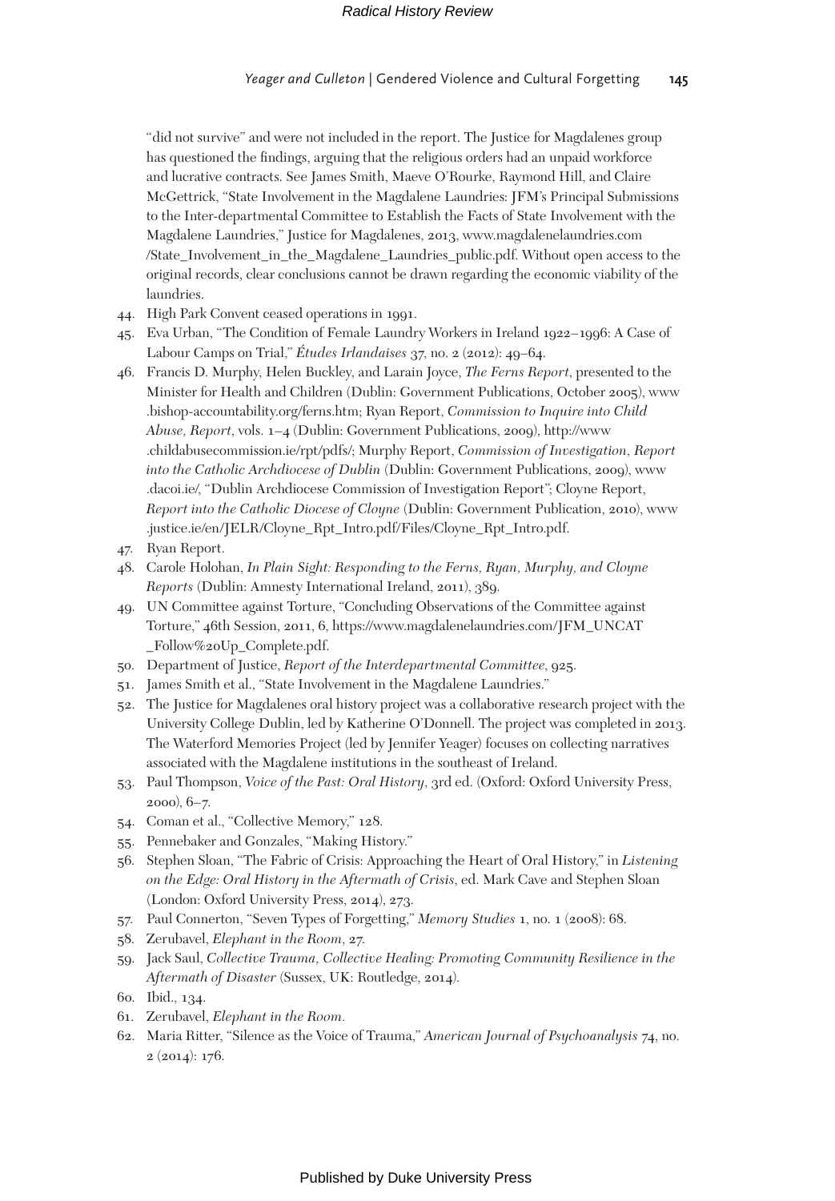"did not survive" and were not included in the report. The Justice for Magdalenes group has questioned the findings, arguing that the religious orders had an unpaid workforce and lucrative contracts. See James Smith, Maeve O'Rourke, Raymond Hill, and Claire McGettrick, "State Involvement in the Magdalene Laundries: JFM's Principal Submissions to the Inter-departmental Committee to Establish the Facts of State Involvement with the Magdalene Laundries," Justice for Magdalenes, 2013, www.magdalenelaundries.com/State_Involvement_in_the_Magdalene_Laundries_public.pdf. Without open access to the original records, clear conclusions cannot be drawn regarding the economic viability of the laundries.

44. High Park Convent ceased operations in 1991.
45. Eva Urban, "The Condition of Female Laundry Workers in Ireland 1922–1996: A Case of Labour Camps on Trial," *Études Irlandaises* 37, no. 2 (2012): 49–64.
46. Francis D. Murphy, Helen Buckley, and Larain Joyce, *The Ferns Report*, presented to the Minister for Health and Children (Dublin: Government Publications, October 2005), www.bishop-accountability.org/ferns.htm; Ryan Report, *Commission to Inquire into Child Abuse, Report*, vols. 1–4 (Dublin: Government Publications, 2009), http://www.childabusecommission.ie/rpt/pdfs/; Murphy Report, *Commission of Investigation, Report into the Catholic Archdiocese of Dublin* (Dublin: Government Publications, 2009), www.dacoi.ie/, "Dublin Archdiocese Commission of Investigation Report"; Cloyne Report, *Report into the Catholic Diocese of Cloyne* (Dublin: Government Publication, 2010), www.justice.ie/en/JELR/Cloyne_Rpt_Intro.pdf/Files/Cloyne_Rpt_Intro.pdf.
47. Ryan Report.
48. Carole Holohan, *In Plain Sight: Responding to the Ferns, Ryan, Murphy, and Cloyne Reports* (Dublin: Amnesty International Ireland, 2011), 389.
49. UN Committee against Torture, "Concluding Observations of the Committee against Torture," 46th Session, 2011, 6, https://www.magdalenelaundries.com/JFM_UNCAT_Follow%20Up_Complete.pdf.
50. Department of Justice, *Report of the Interdepartmental Committee*, 925.
51. James Smith et al., "State Involvement in the Magdalene Laundries."
52. The Justice for Magdalenes oral history project was a collaborative research project with the University College Dublin, led by Katherine O'Donnell. The project was completed in 2013. The Waterford Memories Project (led by Jennifer Yeager) focuses on collecting narratives associated with the Magdalene institutions in the southeast of Ireland.
53. Paul Thompson, *Voice of the Past: Oral History*, 3rd ed. (Oxford: Oxford University Press, 2000), 6–7.
54. Coman et al., "Collective Memory," 128.
55. Pennebaker and Gonzales, "Making History."
56. Stephen Sloan, "The Fabric of Crisis: Approaching the Heart of Oral History," in *Listening on the Edge: Oral History in the Aftermath of Crisis*, ed. Mark Cave and Stephen Sloan (London: Oxford University Press, 2014), 273.
57. Paul Connerton, "Seven Types of Forgetting," *Memory Studies* 1, no. 1 (2008): 68.
58. Zerubavel, *Elephant in the Room*, 27.
59. Jack Saul, *Collective Trauma, Collective Healing: Promoting Community Resilience in the Aftermath of Disaster* (Sussex, UK: Routledge, 2014).
60. Ibid., 134.
61. Zerubavel, *Elephant in the Room*.
62. Maria Ritter, "Silence as the Voice of Trauma," *American Journal of Psychoanalysis* 74, no. 2 (2014): 176.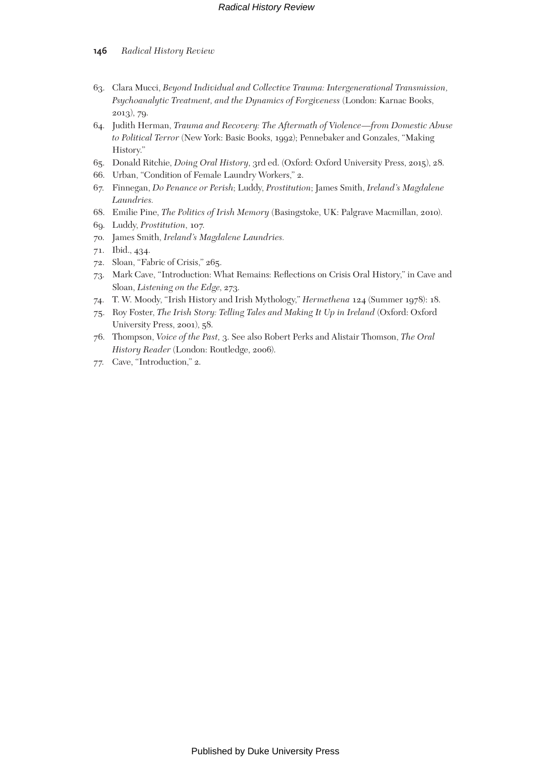63. Clara Mucci, *Beyond Individual and Collective Trauma: Intergenerational Transmission, Psychoanalytic Treatment, and the Dynamics of Forgiveness* (London: Karnac Books, 2013), 79.
64. Judith Herman, *Trauma and Recovery: The Aftermath of Violence—from Domestic Abuse to Political Terror* (New York: Basic Books, 1992); Pennebaker and Gonzales, "Making History."
65. Donald Ritchie, *Doing Oral History*, 3rd ed. (Oxford: Oxford University Press, 2015), 28.
66. Urban, "Condition of Female Laundry Workers," 2.
67. Finnegan, *Do Penance or Perish*; Luddy, *Prostitution*; James Smith, *Ireland's Magdalene Laundries.*
68. Emilie Pine, *The Politics of Irish Memory* (Basingstoke, UK: Palgrave Macmillan, 2010).
69. Luddy, *Prostitution*, 107.
70. James Smith, *Ireland's Magdalene Laundries.*
71. Ibid., 434.
72. Sloan, "Fabric of Crisis," 265.
73. Mark Cave, "Introduction: What Remains: Reflections on Crisis Oral History," in Cave and Sloan, *Listening on the Edge*, 273.
74. T. W. Moody, "Irish History and Irish Mythology," *Hermethena* 124 (Summer 1978): 18.
75. Roy Foster, *The Irish Story: Telling Tales and Making It Up in Ireland* (Oxford: Oxford University Press, 2001), 58.
76. Thompson, *Voice of the Past,* 3. See also Robert Perks and Alistair Thomson, *The Oral History Reader* (London: Routledge, 2006).
77. Cave, "Introduction," 2.